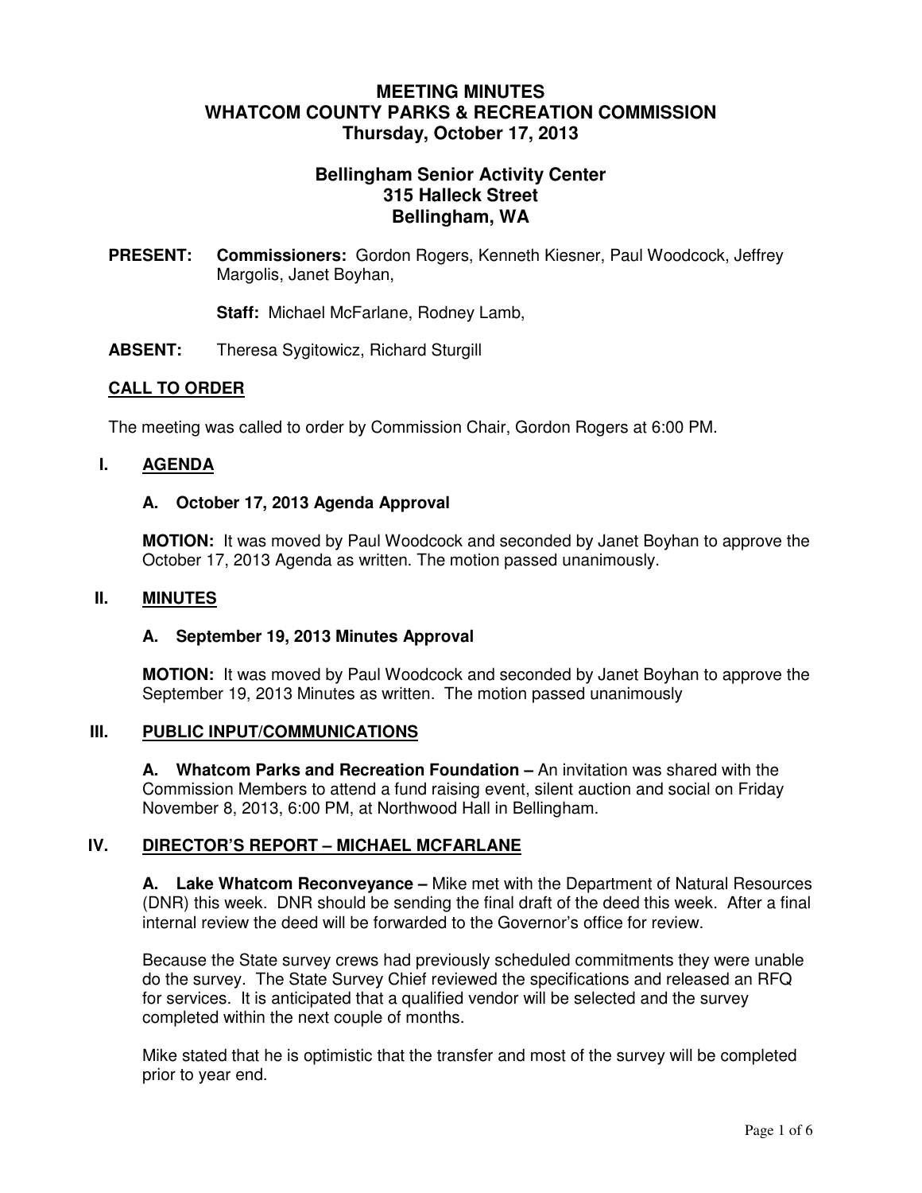# MEETING MINUTES
# WHATCOM COUNTY PARKS & RECREATION COMMISSION
# Thursday, October 17, 2013

## Bellingham Senior Activity Center
## 315 Halleck Street
## Bellingham, WA

**PRESENT:** **Commissioners:** Gordon Rogers, Kenneth Kiesner, Paul Woodcock, Jeffrey Margolis, Janet Boyhan,

**Staff:** Michael McFarlane, Rodney Lamb,

**ABSENT:** Theresa Sygitowicz, Richard Sturgill

## CALL TO ORDER

The meeting was called to order by Commission Chair, Gordon Rogers at 6:00 PM.

## I. AGENDA

### A. October 17, 2013 Agenda Approval

**MOTION:** It was moved by Paul Woodcock and seconded by Janet Boyhan to approve the October 17, 2013 Agenda as written. The motion passed unanimously.

## II. MINUTES

### A. September 19, 2013 Minutes Approval

**MOTION:** It was moved by Paul Woodcock and seconded by Janet Boyhan to approve the September 19, 2013 Minutes as written. The motion passed unanimously

## III. PUBLIC INPUT/COMMUNICATIONS

**A. Whatcom Parks and Recreation Foundation –** An invitation was shared with the Commission Members to attend a fund raising event, silent auction and social on Friday November 8, 2013, 6:00 PM, at Northwood Hall in Bellingham.

## IV. DIRECTOR'S REPORT – MICHAEL MCFARLANE

**A. Lake Whatcom Reconveyance –** Mike met with the Department of Natural Resources (DNR) this week. DNR should be sending the final draft of the deed this week. After a final internal review the deed will be forwarded to the Governor's office for review.

Because the State survey crews had previously scheduled commitments they were unable do the survey. The State Survey Chief reviewed the specifications and released an RFQ for services. It is anticipated that a qualified vendor will be selected and the survey completed within the next couple of months.

Mike stated that he is optimistic that the transfer and most of the survey will be completed prior to year end.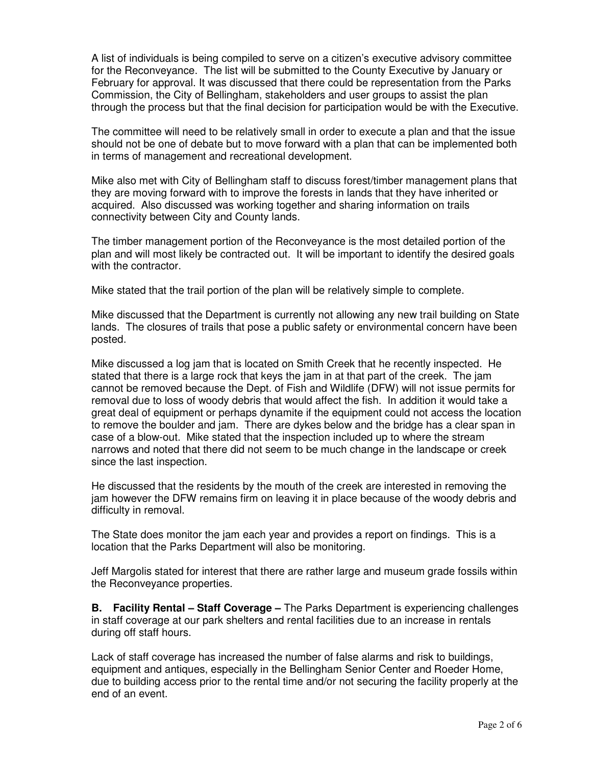A list of individuals is being compiled to serve on a citizen's executive advisory committee for the Reconveyance. The list will be submitted to the County Executive by January or February for approval. It was discussed that there could be representation from the Parks Commission, the City of Bellingham, stakeholders and user groups to assist the plan through the process but that the final decision for participation would be with the Executive.

The committee will need to be relatively small in order to execute a plan and that the issue should not be one of debate but to move forward with a plan that can be implemented both in terms of management and recreational development.

Mike also met with City of Bellingham staff to discuss forest/timber management plans that they are moving forward with to improve the forests in lands that they have inherited or acquired. Also discussed was working together and sharing information on trails connectivity between City and County lands.

The timber management portion of the Reconveyance is the most detailed portion of the plan and will most likely be contracted out. It will be important to identify the desired goals with the contractor.

Mike stated that the trail portion of the plan will be relatively simple to complete.

Mike discussed that the Department is currently not allowing any new trail building on State lands. The closures of trails that pose a public safety or environmental concern have been posted.

Mike discussed a log jam that is located on Smith Creek that he recently inspected. He stated that there is a large rock that keys the jam in at that part of the creek. The jam cannot be removed because the Dept. of Fish and Wildlife (DFW) will not issue permits for removal due to loss of woody debris that would affect the fish. In addition it would take a great deal of equipment or perhaps dynamite if the equipment could not access the location to remove the boulder and jam. There are dykes below and the bridge has a clear span in case of a blow-out. Mike stated that the inspection included up to where the stream narrows and noted that there did not seem to be much change in the landscape or creek since the last inspection.

He discussed that the residents by the mouth of the creek are interested in removing the jam however the DFW remains firm on leaving it in place because of the woody debris and difficulty in removal.

The State does monitor the jam each year and provides a report on findings. This is a location that the Parks Department will also be monitoring.

Jeff Margolis stated for interest that there are rather large and museum grade fossils within the Reconveyance properties.

**B. Facility Rental – Staff Coverage –** The Parks Department is experiencing challenges in staff coverage at our park shelters and rental facilities due to an increase in rentals during off staff hours.

Lack of staff coverage has increased the number of false alarms and risk to buildings, equipment and antiques, especially in the Bellingham Senior Center and Roeder Home, due to building access prior to the rental time and/or not securing the facility properly at the end of an event.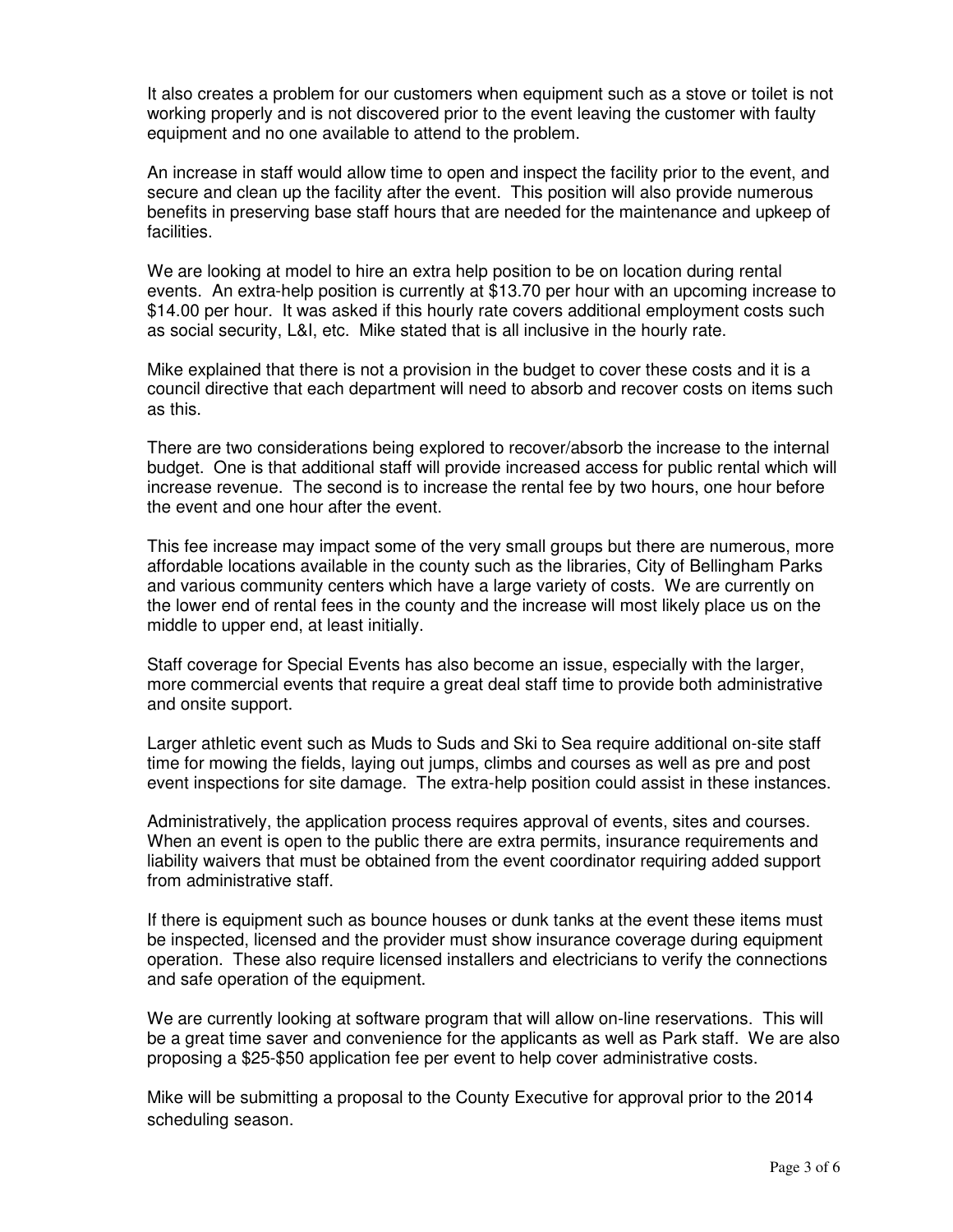It also creates a problem for our customers when equipment such as a stove or toilet is not working properly and is not discovered prior to the event leaving the customer with faulty equipment and no one available to attend to the problem.

An increase in staff would allow time to open and inspect the facility prior to the event, and secure and clean up the facility after the event. This position will also provide numerous benefits in preserving base staff hours that are needed for the maintenance and upkeep of facilities.

We are looking at model to hire an extra help position to be on location during rental events. An extra-help position is currently at $13.70 per hour with an upcoming increase to $14.00 per hour. It was asked if this hourly rate covers additional employment costs such as social security, L&I, etc. Mike stated that is all inclusive in the hourly rate.

Mike explained that there is not a provision in the budget to cover these costs and it is a council directive that each department will need to absorb and recover costs on items such as this.

There are two considerations being explored to recover/absorb the increase to the internal budget. One is that additional staff will provide increased access for public rental which will increase revenue. The second is to increase the rental fee by two hours, one hour before the event and one hour after the event.

This fee increase may impact some of the very small groups but there are numerous, more affordable locations available in the county such as the libraries, City of Bellingham Parks and various community centers which have a large variety of costs. We are currently on the lower end of rental fees in the county and the increase will most likely place us on the middle to upper end, at least initially.

Staff coverage for Special Events has also become an issue, especially with the larger, more commercial events that require a great deal staff time to provide both administrative and onsite support.

Larger athletic event such as Muds to Suds and Ski to Sea require additional on-site staff time for mowing the fields, laying out jumps, climbs and courses as well as pre and post event inspections for site damage. The extra-help position could assist in these instances.

Administratively, the application process requires approval of events, sites and courses. When an event is open to the public there are extra permits, insurance requirements and liability waivers that must be obtained from the event coordinator requiring added support from administrative staff.

If there is equipment such as bounce houses or dunk tanks at the event these items must be inspected, licensed and the provider must show insurance coverage during equipment operation. These also require licensed installers and electricians to verify the connections and safe operation of the equipment.

We are currently looking at software program that will allow on-line reservations. This will be a great time saver and convenience for the applicants as well as Park staff. We are also proposing a $25-$50 application fee per event to help cover administrative costs.

Mike will be submitting a proposal to the County Executive for approval prior to the 2014 scheduling season.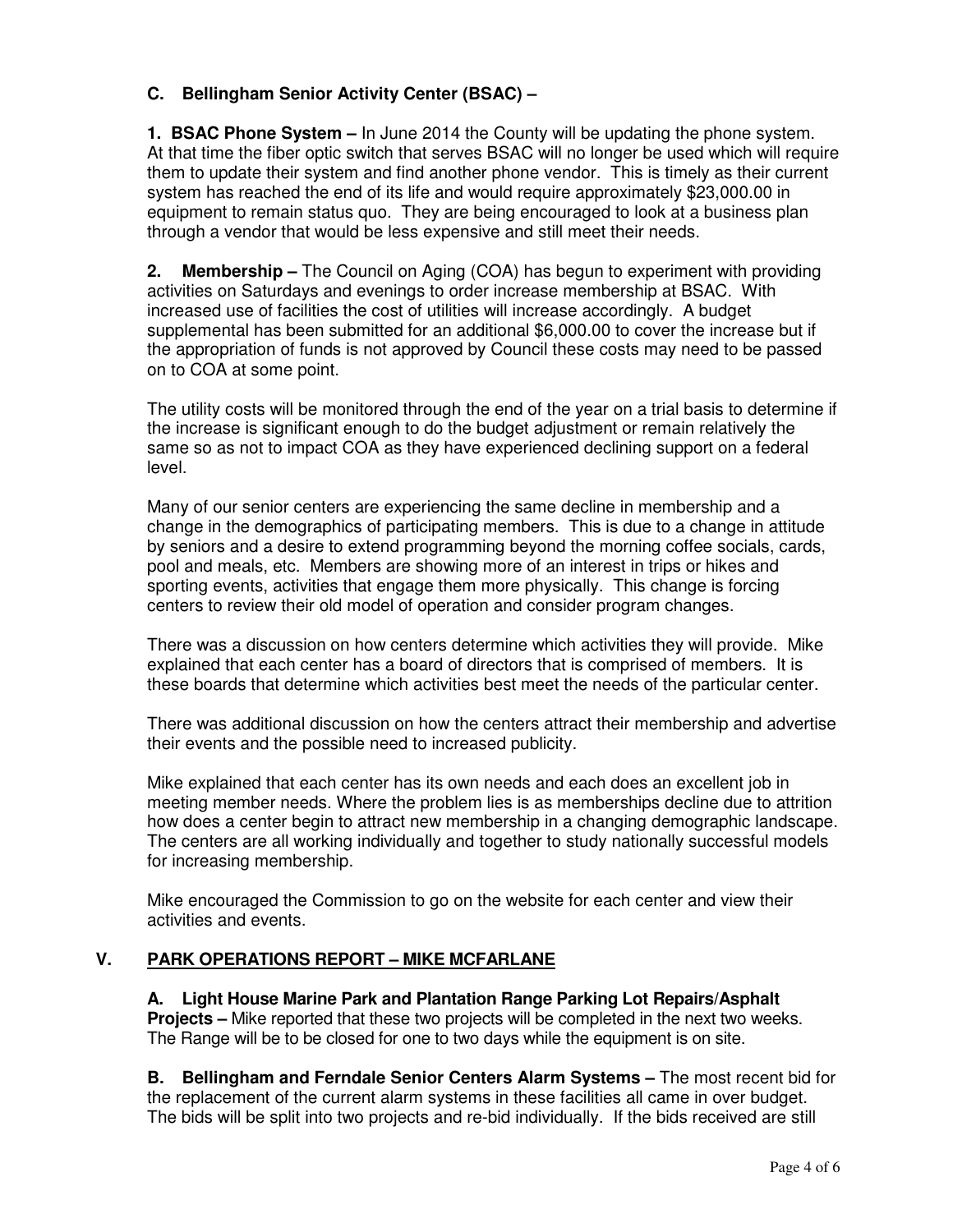**C. Bellingham Senior Activity Center (BSAC) –**

**1. BSAC Phone System –** In June 2014 the County will be updating the phone system. At that time the fiber optic switch that serves BSAC will no longer be used which will require them to update their system and find another phone vendor. This is timely as their current system has reached the end of its life and would require approximately $23,000.00 in equipment to remain status quo. They are being encouraged to look at a business plan through a vendor that would be less expensive and still meet their needs.

**2. Membership –** The Council on Aging (COA) has begun to experiment with providing activities on Saturdays and evenings to order increase membership at BSAC. With increased use of facilities the cost of utilities will increase accordingly. A budget supplemental has been submitted for an additional $6,000.00 to cover the increase but if the appropriation of funds is not approved by Council these costs may need to be passed on to COA at some point.

The utility costs will be monitored through the end of the year on a trial basis to determine if the increase is significant enough to do the budget adjustment or remain relatively the same so as not to impact COA as they have experienced declining support on a federal level.

Many of our senior centers are experiencing the same decline in membership and a change in the demographics of participating members. This is due to a change in attitude by seniors and a desire to extend programming beyond the morning coffee socials, cards, pool and meals, etc. Members are showing more of an interest in trips or hikes and sporting events, activities that engage them more physically. This change is forcing centers to review their old model of operation and consider program changes.

There was a discussion on how centers determine which activities they will provide. Mike explained that each center has a board of directors that is comprised of members. It is these boards that determine which activities best meet the needs of the particular center.

There was additional discussion on how the centers attract their membership and advertise their events and the possible need to increased publicity.

Mike explained that each center has its own needs and each does an excellent job in meeting member needs. Where the problem lies is as memberships decline due to attrition how does a center begin to attract new membership in a changing demographic landscape. The centers are all working individually and together to study nationally successful models for increasing membership.

Mike encouraged the Commission to go on the website for each center and view their activities and events.

## V. PARK OPERATIONS REPORT – MIKE MCFARLANE

**A. Light House Marine Park and Plantation Range Parking Lot Repairs/Asphalt Projects –** Mike reported that these two projects will be completed in the next two weeks. The Range will be to be closed for one to two days while the equipment is on site.

**B. Bellingham and Ferndale Senior Centers Alarm Systems –** The most recent bid for the replacement of the current alarm systems in these facilities all came in over budget. The bids will be split into two projects and re-bid individually. If the bids received are still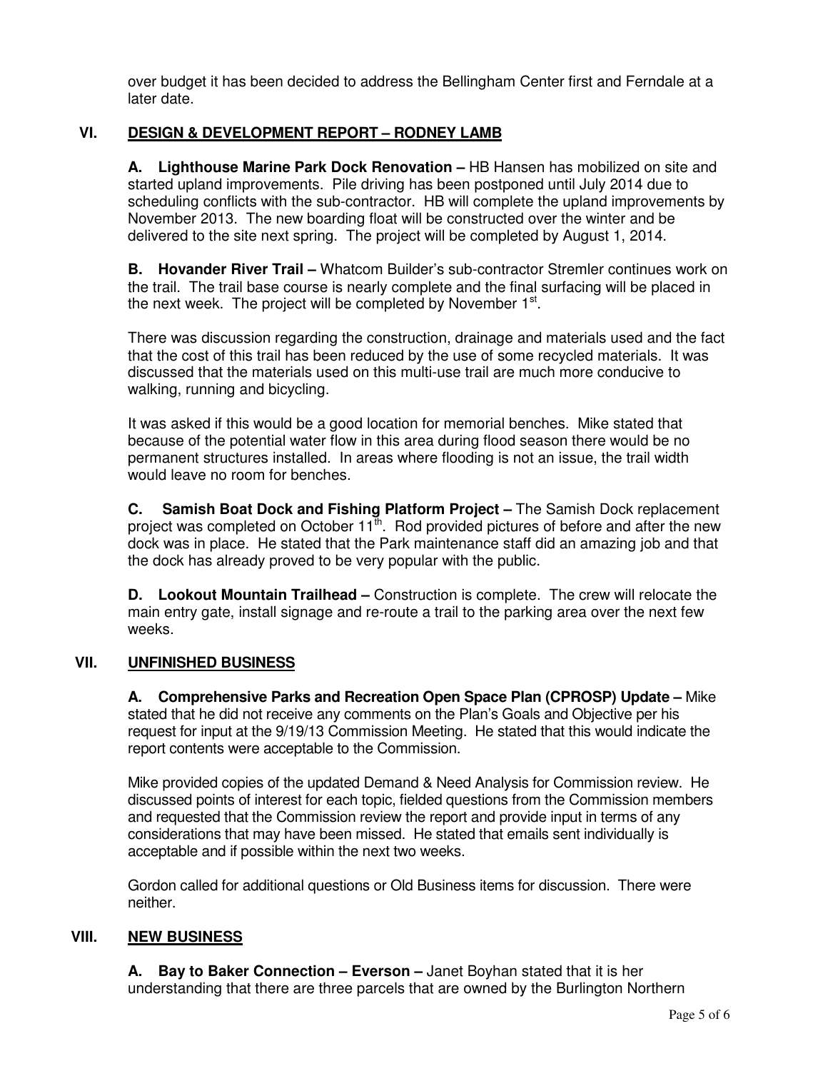over budget it has been decided to address the Bellingham Center first and Ferndale at a later date.

## VI. DESIGN & DEVELOPMENT REPORT – RODNEY LAMB

**A. Lighthouse Marine Park Dock Renovation –** HB Hansen has mobilized on site and started upland improvements. Pile driving has been postponed until July 2014 due to scheduling conflicts with the sub-contractor. HB will complete the upland improvements by November 2013. The new boarding float will be constructed over the winter and be delivered to the site next spring. The project will be completed by August 1, 2014.

**B. Hovander River Trail –** Whatcom Builder's sub-contractor Stremler continues work on the trail. The trail base course is nearly complete and the final surfacing will be placed in the next week. The project will be completed by November 1st.

There was discussion regarding the construction, drainage and materials used and the fact that the cost of this trail has been reduced by the use of some recycled materials. It was discussed that the materials used on this multi-use trail are much more conducive to walking, running and bicycling.

It was asked if this would be a good location for memorial benches. Mike stated that because of the potential water flow in this area during flood season there would be no permanent structures installed. In areas where flooding is not an issue, the trail width would leave no room for benches.

**C. Samish Boat Dock and Fishing Platform Project –** The Samish Dock replacement project was completed on October 11th. Rod provided pictures of before and after the new dock was in place. He stated that the Park maintenance staff did an amazing job and that the dock has already proved to be very popular with the public.

**D. Lookout Mountain Trailhead –** Construction is complete. The crew will relocate the main entry gate, install signage and re-route a trail to the parking area over the next few weeks.

## VII. UNFINISHED BUSINESS

**A. Comprehensive Parks and Recreation Open Space Plan (CPROSP) Update –** Mike stated that he did not receive any comments on the Plan's Goals and Objective per his request for input at the 9/19/13 Commission Meeting. He stated that this would indicate the report contents were acceptable to the Commission.

Mike provided copies of the updated Demand & Need Analysis for Commission review. He discussed points of interest for each topic, fielded questions from the Commission members and requested that the Commission review the report and provide input in terms of any considerations that may have been missed. He stated that emails sent individually is acceptable and if possible within the next two weeks.

Gordon called for additional questions or Old Business items for discussion. There were neither.

## VIII. NEW BUSINESS

**A. Bay to Baker Connection – Everson –** Janet Boyhan stated that it is her understanding that there are three parcels that are owned by the Burlington Northern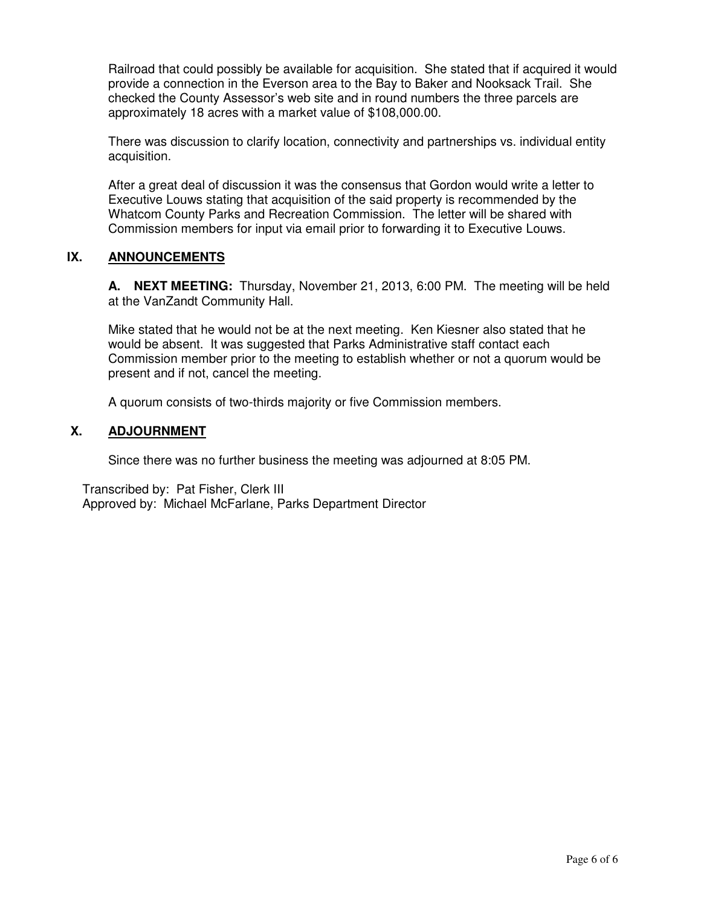Railroad that could possibly be available for acquisition. She stated that if acquired it would provide a connection in the Everson area to the Bay to Baker and Nooksack Trail. She checked the County Assessor's web site and in round numbers the three parcels are approximately 18 acres with a market value of $108,000.00.

There was discussion to clarify location, connectivity and partnerships vs. individual entity acquisition.

After a great deal of discussion it was the consensus that Gordon would write a letter to Executive Louws stating that acquisition of the said property is recommended by the Whatcom County Parks and Recreation Commission. The letter will be shared with Commission members for input via email prior to forwarding it to Executive Louws.

## IX. ANNOUNCEMENTS

**A. NEXT MEETING:** Thursday, November 21, 2013, 6:00 PM. The meeting will be held at the VanZandt Community Hall.

Mike stated that he would not be at the next meeting. Ken Kiesner also stated that he would be absent. It was suggested that Parks Administrative staff contact each Commission member prior to the meeting to establish whether or not a quorum would be present and if not, cancel the meeting.

A quorum consists of two-thirds majority or five Commission members.

## X. ADJOURNMENT

Since there was no further business the meeting was adjourned at 8:05 PM.

Transcribed by: Pat Fisher, Clerk III
Approved by: Michael McFarlane, Parks Department Director